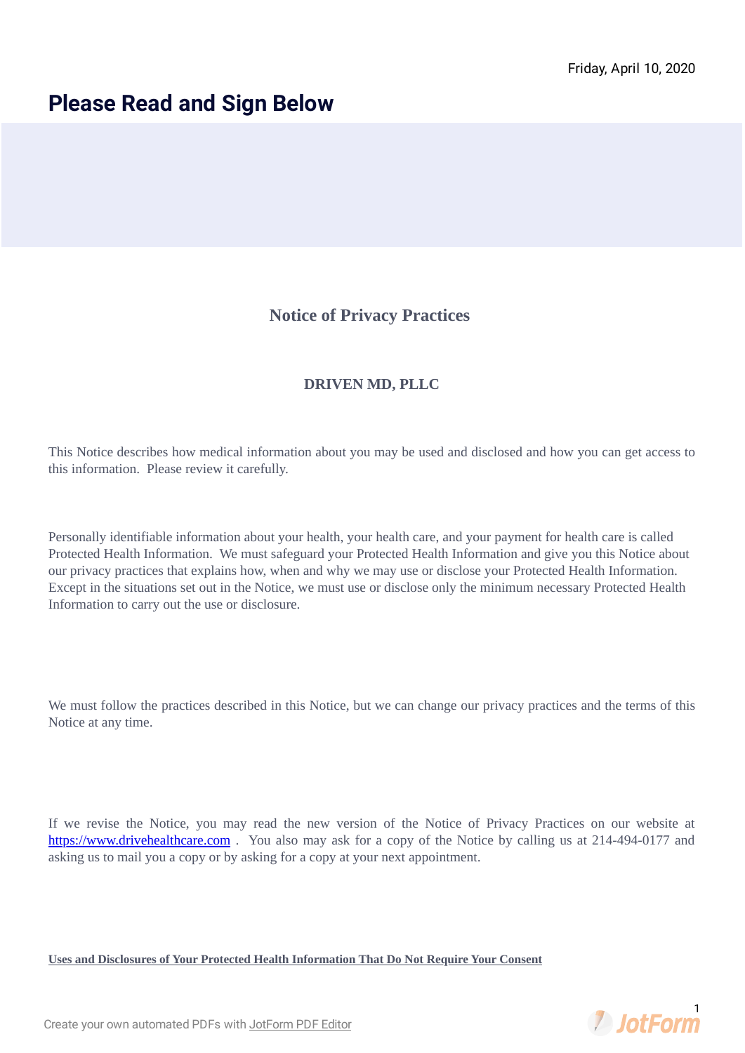Friday, April 10, 2020

# Please Read and Sign Below

## Notice of Privacy Practices

### DRIVEN MD, PLLC

This Notice describes how medical information about you may be used and disclosed and how you can get access to this information. Please review it carefully.

Personally identifiable information about your health, your health care, and your payment for health care is called Protected Health Information. We must safeguard your Protected Health Information and give you this Notice about our privacy practices that explains how, when and why we may use or disclose your Protected Health Information. Except in the situations set out in the Notice, we must use or disclose only the minimum necessary Protected Health Information to carry out the use or disclosure.

We must follow the practices described in this Notice, but we can change our privacy practices and the terms of this Notice at any time.

If we revise the Notice, you may read the new version of the Notice of Privacy Practices on our website at https://www.drivehealthcare.com . You also may ask for a copy of the Notice by calling us at 214-494-0177 and asking us to mail you a copy or by asking for a copy at your next appointment.

**Uses and Disclosures of Your Protected Health Information That Do Not Require Your Consent**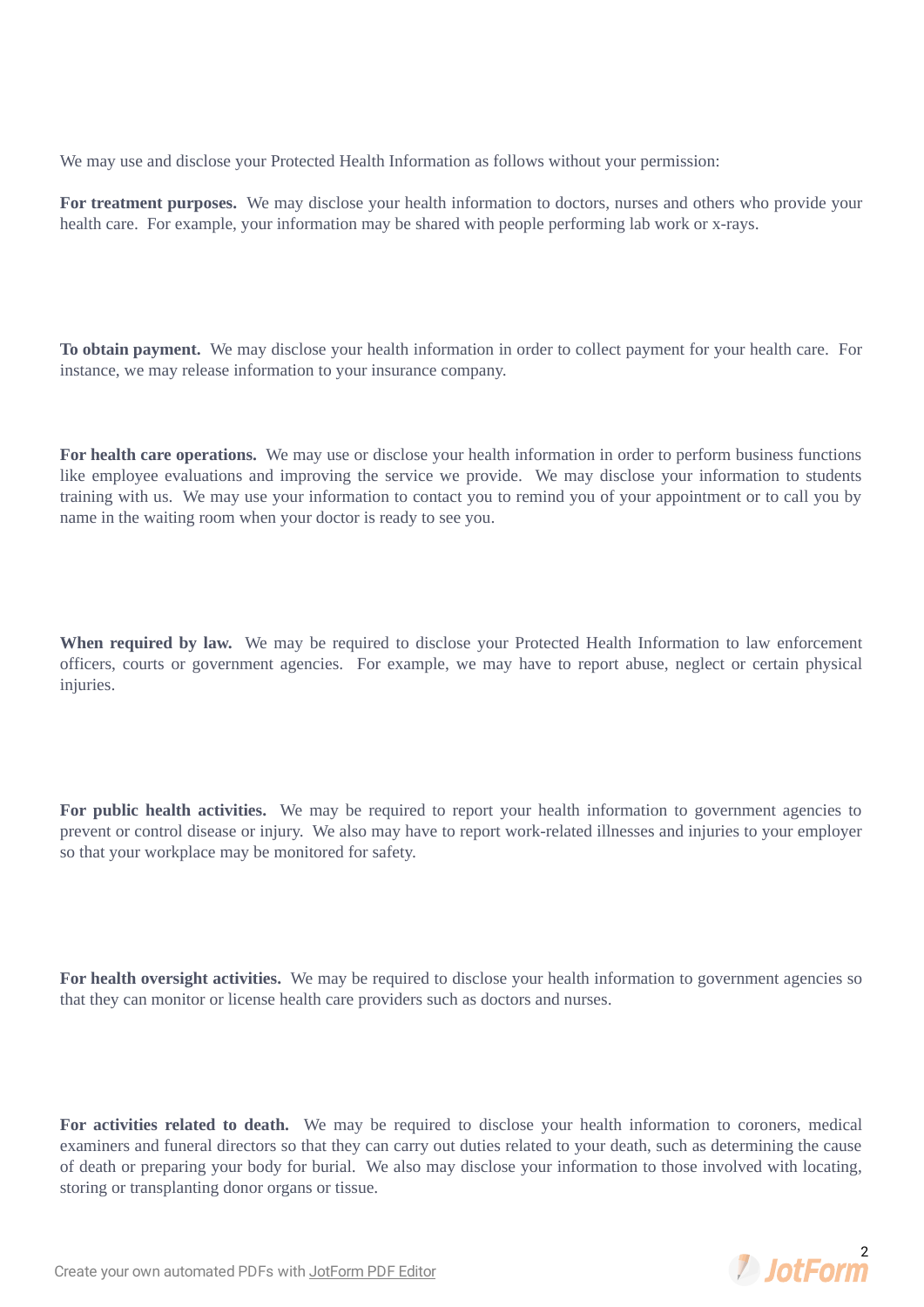We may use and disclose your Protected Health Information as follows without your permission:

**For treatment purposes.** We may disclose your health information to doctors, nurses and others who provide your health care. For example, your information may be shared with people performing lab work or x-rays.

**To obtain payment.** We may disclose your health information in order to collect payment for your health care. For instance, we may release information to your insurance company.

**For health care operations.** We may use or disclose your health information in order to perform business functions like employee evaluations and improving the service we provide. We may disclose your information to students training with us. We may use your information to contact you to remind you of your appointment or to call you by name in the waiting room when your doctor is ready to see you.

**When required by law.** We may be required to disclose your Protected Health Information to law enforcement officers, courts or government agencies. For example, we may have to report abuse, neglect or certain physical injuries.

**For public health activities.** We may be required to report your health information to government agencies to prevent or control disease or injury. We also may have to report work-related illnesses and injuries to your employer so that your workplace may be monitored for safety.

**For health oversight activities.** We may be required to disclose your health information to government agencies so that they can monitor or license health care providers such as doctors and nurses.

**For activities related to death.** We may be required to disclose your health information to coroners, medical examiners and funeral directors so that they can carry out duties related to your death, such as determining the cause of death or preparing your body for burial. We also may disclose your information to those involved with locating, storing or transplanting donor organs or tissue.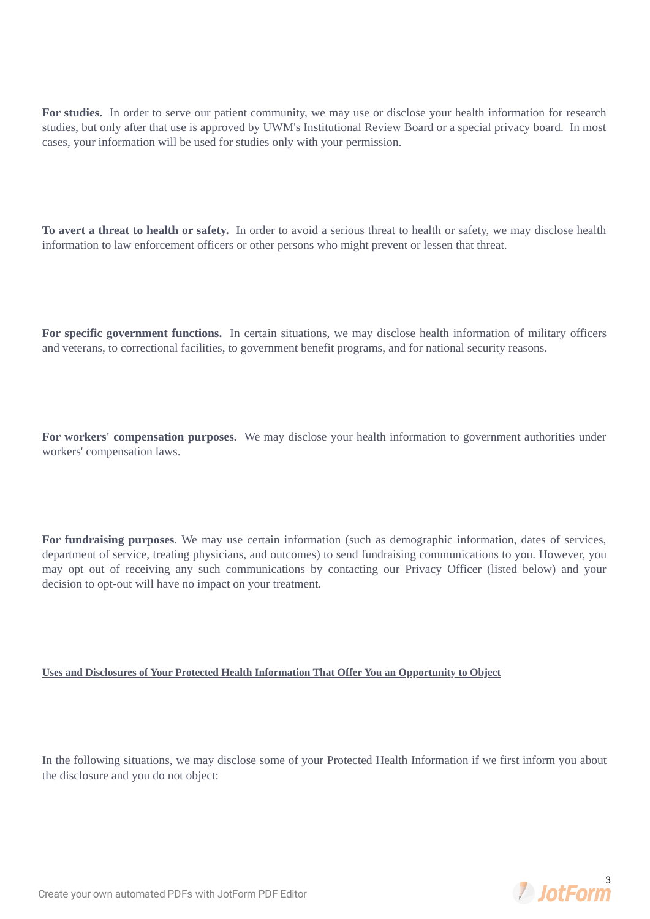**For studies.** In order to serve our patient community, we may use or disclose your health information for research studies, but only after that use is approved by UWM's Institutional Review Board or a special privacy board. In most cases, your information will be used for studies only with your permission.

**To avert a threat to health or safety.** In order to avoid a serious threat to health or safety, we may disclose health information to law enforcement officers or other persons who might prevent or lessen that threat.

**For specific government functions.** In certain situations, we may disclose health information of military officers and veterans, to correctional facilities, to government benefit programs, and for national security reasons.

**For workers' compensation purposes.** We may disclose your health information to government authorities under workers' compensation laws.

**For fundraising purposes**. We may use certain information (such as demographic information, dates of services, department of service, treating physicians, and outcomes) to send fundraising communications to you. However, you may opt out of receiving any such communications by contacting our Privacy Officer (listed below) and your decision to opt-out will have no impact on your treatment.

**Uses and Disclosures of Your Protected Health Information That Offer You an Opportunity to Object**

In the following situations, we may disclose some of your Protected Health Information if we first inform you about the disclosure and you do not object: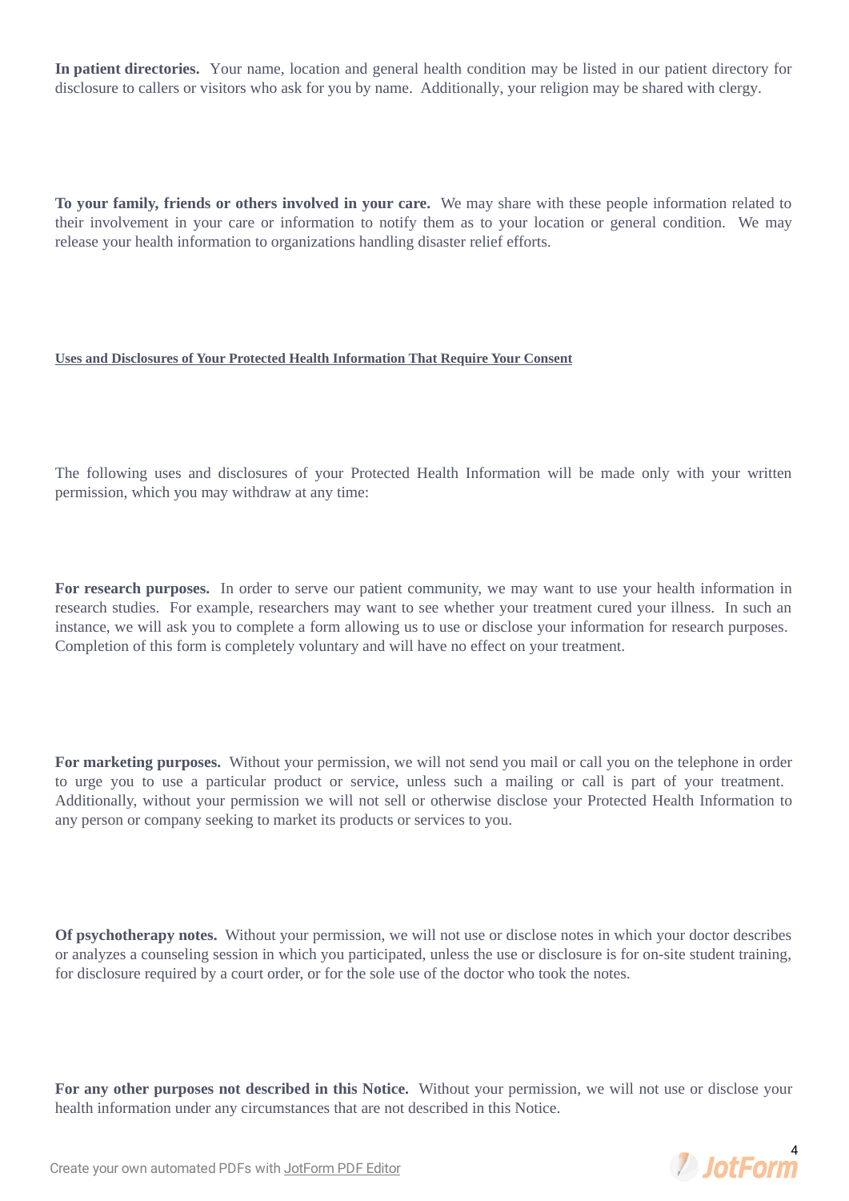**In patient directories.** Your name, location and general health condition may be listed in our patient directory for disclosure to callers or visitors who ask for you by name. Additionally, your religion may be shared with clergy.

**To your family, friends or others involved in your care.** We may share with these people information related to their involvement in your care or information to notify them as to your location or general condition. We may release your health information to organizations handling disaster relief efforts.

**Uses and Disclosures of Your Protected Health Information That Require Your Consent**

The following uses and disclosures of your Protected Health Information will be made only with your written permission, which you may withdraw at any time:

**For research purposes.** In order to serve our patient community, we may want to use your health information in research studies. For example, researchers may want to see whether your treatment cured your illness. In such an instance, we will ask you to complete a form allowing us to use or disclose your information for research purposes. Completion of this form is completely voluntary and will have no effect on your treatment.

**For marketing purposes.** Without your permission, we will not send you mail or call you on the telephone in order to urge you to use a particular product or service, unless such a mailing or call is part of your treatment. Additionally, without your permission we will not sell or otherwise disclose your Protected Health Information to any person or company seeking to market its products or services to you.

**Of psychotherapy notes.** Without your permission, we will not use or disclose notes in which your doctor describes or analyzes a counseling session in which you participated, unless the use or disclosure is for on-site student training, for disclosure required by a court order, or for the sole use of the doctor who took the notes.

**For any other purposes not described in this Notice.** Without your permission, we will not use or disclose your health information under any circumstances that are not described in this Notice.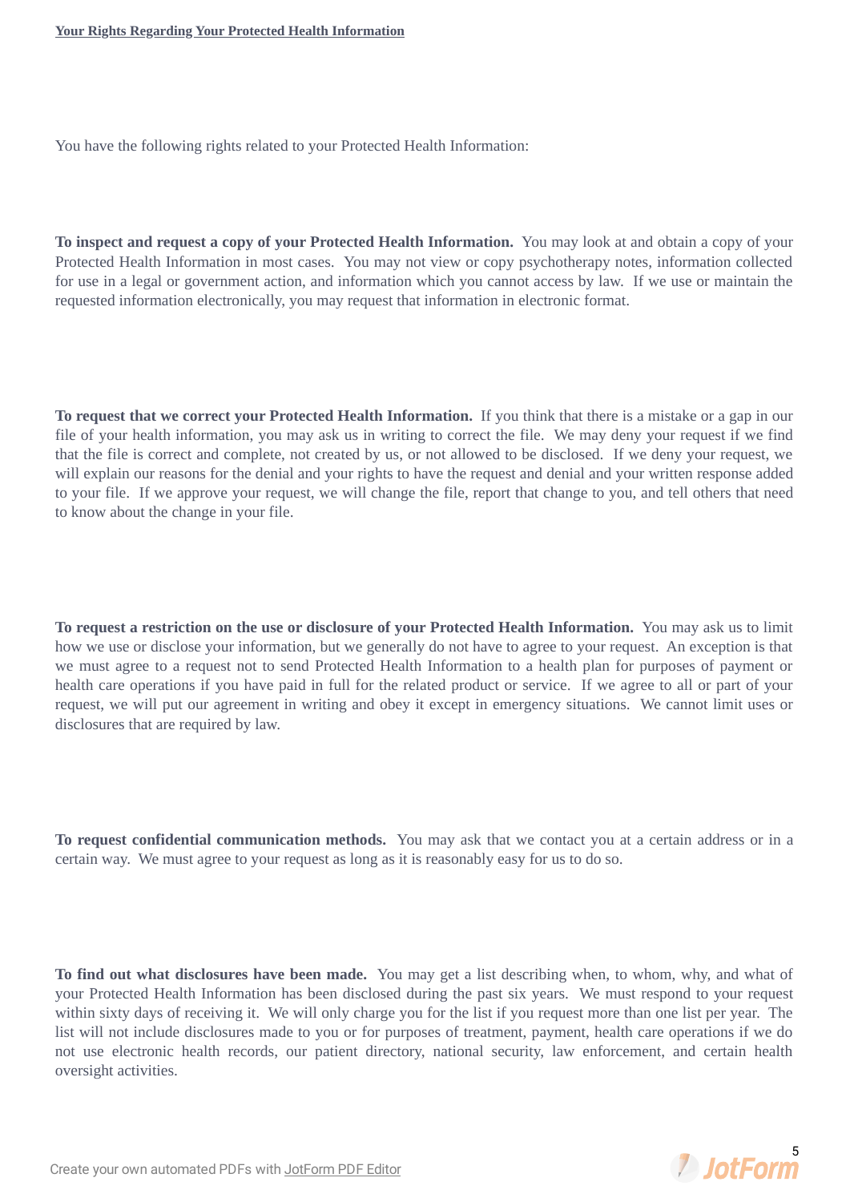## Your Rights Regarding Your Protected Health Information

You have the following rights related to your Protected Health Information:

**To inspect and request a copy of your Protected Health Information.** You may look at and obtain a copy of your Protected Health Information in most cases. You may not view or copy psychotherapy notes, information collected for use in a legal or government action, and information which you cannot access by law. If we use or maintain the requested information electronically, you may request that information in electronic format.

**To request that we correct your Protected Health Information.** If you think that there is a mistake or a gap in our file of your health information, you may ask us in writing to correct the file. We may deny your request if we find that the file is correct and complete, not created by us, or not allowed to be disclosed. If we deny your request, we will explain our reasons for the denial and your rights to have the request and denial and your written response added to your file. If we approve your request, we will change the file, report that change to you, and tell others that need to know about the change in your file.

**To request a restriction on the use or disclosure of your Protected Health Information.** You may ask us to limit how we use or disclose your information, but we generally do not have to agree to your request. An exception is that we must agree to a request not to send Protected Health Information to a health plan for purposes of payment or health care operations if you have paid in full for the related product or service. If we agree to all or part of your request, we will put our agreement in writing and obey it except in emergency situations. We cannot limit uses or disclosures that are required by law.

**To request confidential communication methods.** You may ask that we contact you at a certain address or in a certain way. We must agree to your request as long as it is reasonably easy for us to do so.

**To find out what disclosures have been made.** You may get a list describing when, to whom, why, and what of your Protected Health Information has been disclosed during the past six years. We must respond to your request within sixty days of receiving it. We will only charge you for the list if you request more than one list per year. The list will not include disclosures made to you or for purposes of treatment, payment, health care operations if we do not use electronic health records, our patient directory, national security, law enforcement, and certain health oversight activities.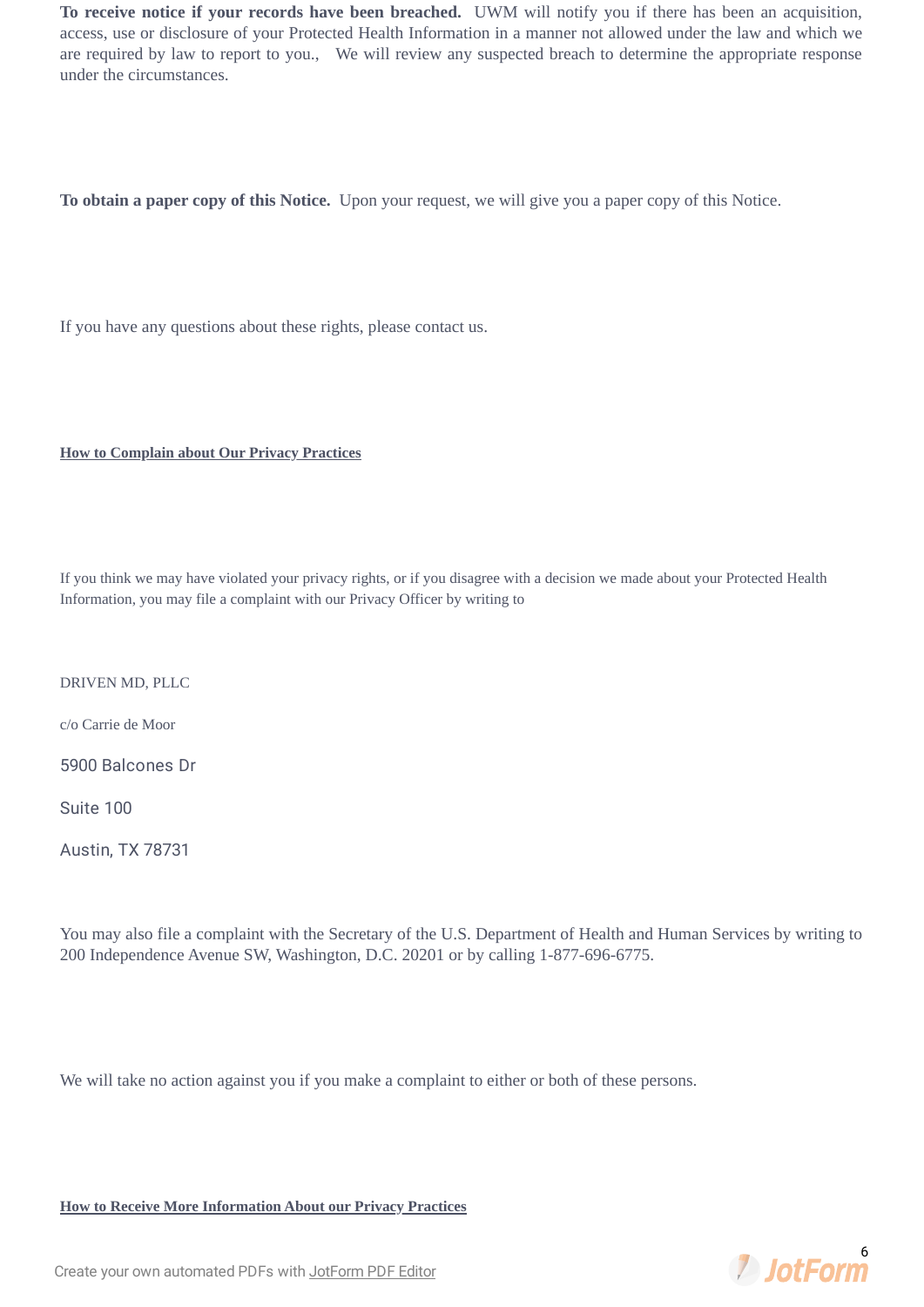**To receive notice if your records have been breached.** UWM will notify you if there has been an acquisition, access, use or disclosure of your Protected Health Information in a manner not allowed under the law and which we are required by law to report to you., We will review any suspected breach to determine the appropriate response under the circumstances.

**To obtain a paper copy of this Notice.** Upon your request, we will give you a paper copy of this Notice.

If you have any questions about these rights, please contact us.

**How to Complain about Our Privacy Practices**

If you think we may have violated your privacy rights, or if you disagree with a decision we made about your Protected Health Information, you may file a complaint with our Privacy Officer by writing to

DRIVEN MD, PLLC

c/o Carrie de Moor

5900 Balcones Dr

Suite 100

Austin, TX 78731

You may also file a complaint with the Secretary of the U.S. Department of Health and Human Services by writing to 200 Independence Avenue SW, Washington, D.C. 20201 or by calling 1-877-696-6775.

We will take no action against you if you make a complaint to either or both of these persons.

**How to Receive More Information About our Privacy Practices**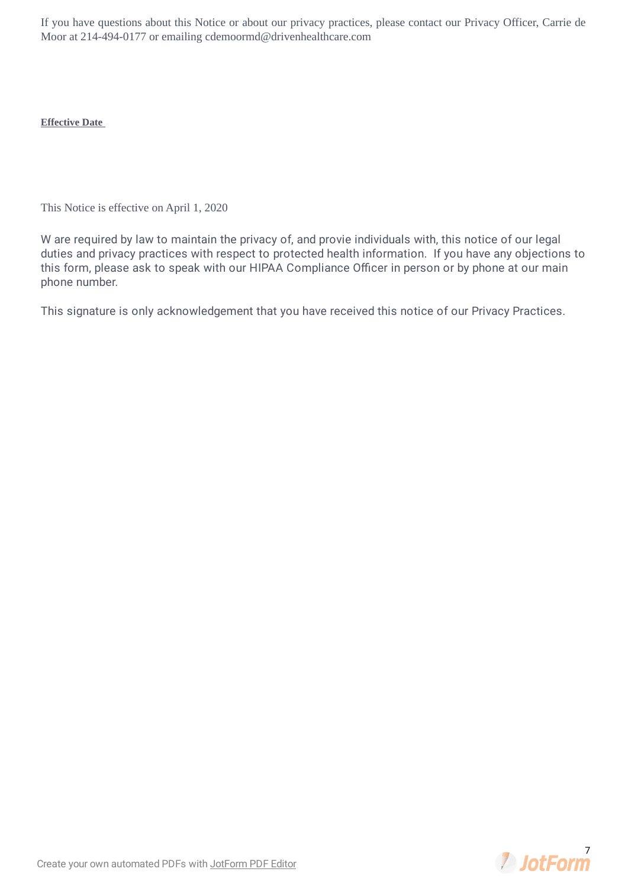If you have questions about this Notice or about our privacy practices, please contact our Privacy Officer, Carrie de Moor at 214-494-0177 or emailing cdemoormd@drivenhealthcare.com

**Effective Date**

This Notice is effective on April 1, 2020

W are required by law to maintain the privacy of, and provie individuals with, this notice of our legal duties and privacy practices with respect to protected health information. If you have any objections to this form, please ask to speak with our HIPAA Compliance Officer in person or by phone at our main phone number.

This signature is only acknowledgement that you have received this notice of our Privacy Practices.